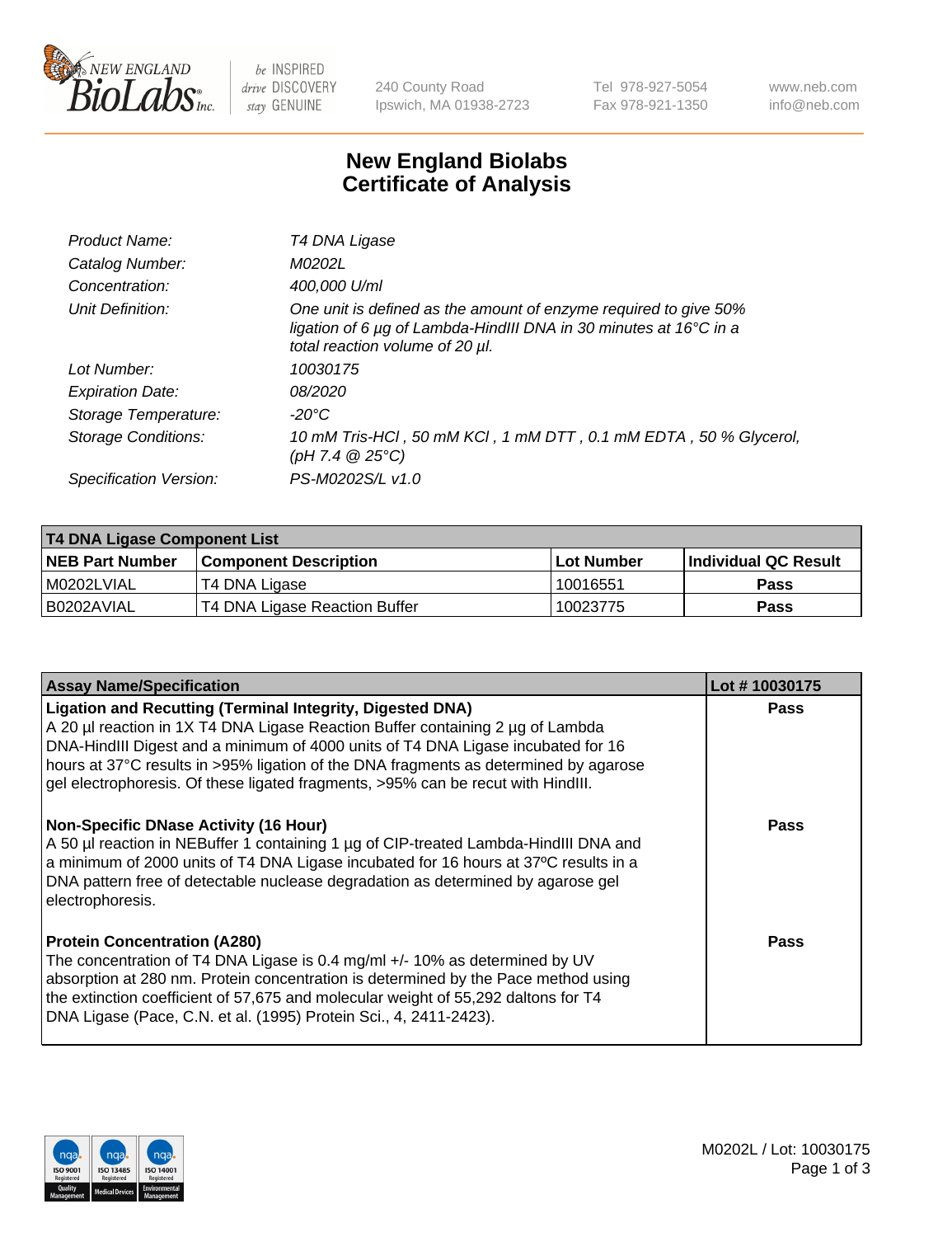# New England Biolabs Certificate of Analysis

| | |
|---|---|
| *Product Name:* | *T4 DNA Ligase* |
| *Catalog Number:* | *M0202L* |
| *Concentration:* | *400,000 U/ml* |
| *Unit Definition:* | *One unit is defined as the amount of enzyme required to give 50% ligation of 6 µg of Lambda-HindIII DNA in 30 minutes at 16°C in a total reaction volume of 20 µl.* |
| *Lot Number:* | *10030175* |
| *Expiration Date:* | *08/2020* |
| *Storage Temperature:* | *-20°C* |
| *Storage Conditions:* | *10 mM Tris-HCl , 50 mM KCl , 1 mM DTT , 0.1 mM EDTA , 50 % Glycerol, (pH 7.4 @ 25°C)* |
| *Specification Version:* | *PS-M0202S/L v1.0* |

| T4 DNA Ligase Component List | | | |
|---|---|---|---|
| **NEB Part Number** | **Component Description** | **Lot Number** | **Individual QC Result** |
| M0202LVIAL | T4 DNA Ligase | 10016551 | **Pass** |
| B0202AVIAL | T4 DNA Ligase Reaction Buffer | 10023775 | **Pass** |

| Assay Name/Specification | Lot # 10030175 |
|---|---|
| **Ligation and Recutting (Terminal Integrity, Digested DNA)** A 20 µl reaction in 1X T4 DNA Ligase Reaction Buffer containing 2 µg of Lambda DNA-HindIII Digest and a minimum of 4000 units of T4 DNA Ligase incubated for 16 hours at 37°C results in >95% ligation of the DNA fragments as determined by agarose gel electrophoresis. Of these ligated fragments, >95% can be recut with HindIII. | **Pass** |
| **Non-Specific DNase Activity (16 Hour)** A 50 µl reaction in NEBuffer 1 containing 1 µg of CIP-treated Lambda-HindIII DNA and a minimum of 2000 units of T4 DNA Ligase incubated for 16 hours at 37ºC results in a DNA pattern free of detectable nuclease degradation as determined by agarose gel electrophoresis. | **Pass** |
| **Protein Concentration (A280)** The concentration of T4 DNA Ligase is 0.4 mg/ml +/- 10% as determined by UV absorption at 280 nm. Protein concentration is determined by the Pace method using the extinction coefficient of 57,675 and molecular weight of 55,292 daltons for T4 DNA Ligase (Pace, C.N. et al. (1995) Protein Sci., 4, 2411-2423). | **Pass** |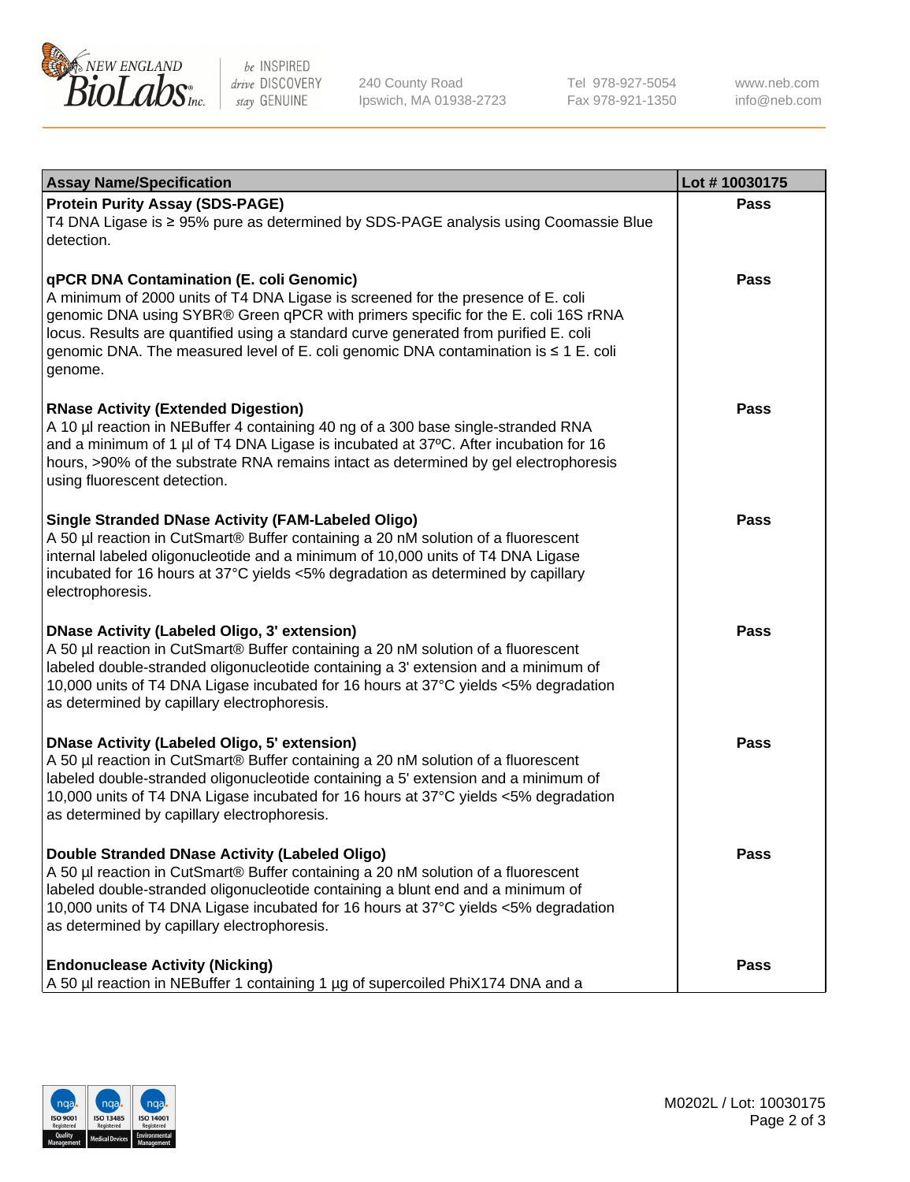| Assay Name/Specification | Lot # 10030175 |
| --- | --- |
| **Protein Purity Assay (SDS-PAGE)**<br>T4 DNA Ligase is ≥ 95% pure as determined by SDS-PAGE analysis using Coomassie Blue detection. | Pass |
| **qPCR DNA Contamination (E. coli Genomic)**<br>A minimum of 2000 units of T4 DNA Ligase is screened for the presence of E. coli genomic DNA using SYBR® Green qPCR with primers specific for the E. coli 16S rRNA locus. Results are quantified using a standard curve generated from purified E. coli genomic DNA. The measured level of E. coli genomic DNA contamination is ≤ 1 E. coli genome. | Pass |
| **RNase Activity (Extended Digestion)**<br>A 10 µl reaction in NEBuffer 4 containing 40 ng of a 300 base single-stranded RNA and a minimum of 1 µl of T4 DNA Ligase is incubated at 37ºC. After incubation for 16 hours, >90% of the substrate RNA remains intact as determined by gel electrophoresis using fluorescent detection. | Pass |
| **Single Stranded DNase Activity (FAM-Labeled Oligo)**<br>A 50 µl reaction in CutSmart® Buffer containing a 20 nM solution of a fluorescent internal labeled oligonucleotide and a minimum of 10,000 units of T4 DNA Ligase incubated for 16 hours at 37°C yields <5% degradation as determined by capillary electrophoresis. | Pass |
| **DNase Activity (Labeled Oligo, 3' extension)**<br>A 50 µl reaction in CutSmart® Buffer containing a 20 nM solution of a fluorescent labeled double-stranded oligonucleotide containing a 3' extension and a minimum of 10,000 units of T4 DNA Ligase incubated for 16 hours at 37°C yields <5% degradation as determined by capillary electrophoresis. | Pass |
| **DNase Activity (Labeled Oligo, 5' extension)**<br>A 50 µl reaction in CutSmart® Buffer containing a 20 nM solution of a fluorescent labeled double-stranded oligonucleotide containing a 5' extension and a minimum of 10,000 units of T4 DNA Ligase incubated for 16 hours at 37°C yields <5% degradation as determined by capillary electrophoresis. | Pass |
| **Double Stranded DNase Activity (Labeled Oligo)**<br>A 50 µl reaction in CutSmart® Buffer containing a 20 nM solution of a fluorescent labeled double-stranded oligonucleotide containing a blunt end and a minimum of 10,000 units of T4 DNA Ligase incubated for 16 hours at 37°C yields <5% degradation as determined by capillary electrophoresis. | Pass |
| **Endonuclease Activity (Nicking)**<br>A 50 µl reaction in NEBuffer 1 containing 1 µg of supercoiled PhiX174 DNA and a | Pass |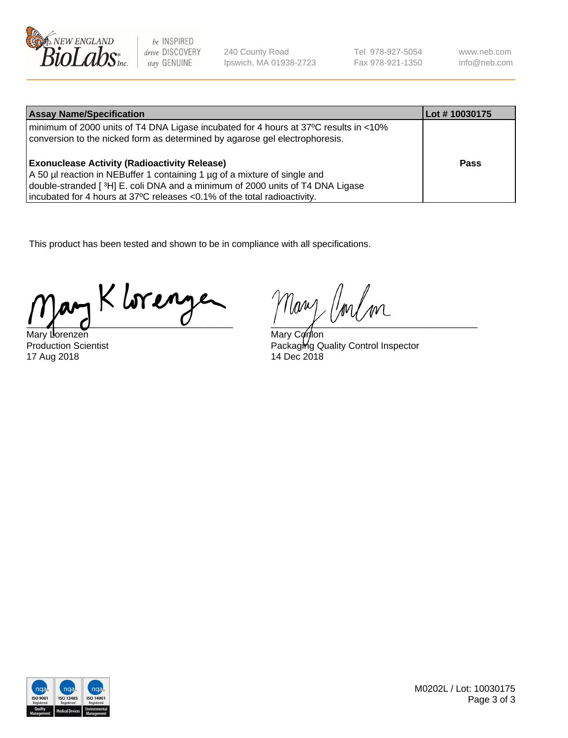| Assay Name/Specification | Lot # 10030175 |
|---|---|
| minimum of 2000 units of T4 DNA Ligase incubated for 4 hours at 37ºC results in <10% conversion to the nicked form as determined by agarose gel electrophoresis. | |
| **Exonuclease Activity (Radioactivity Release)**<br>A 50 µl reaction in NEBuffer 1 containing 1 µg of a mixture of single and double-stranded [ $^3$H] E. coli DNA and a minimum of 2000 units of T4 DNA Ligase incubated for 4 hours at 37ºC releases <0.1% of the total radioactivity. | **Pass** |

This product has been tested and shown to be in compliance with all specifications.

Mary Lorenzen
Production Scientist
17 Aug 2018

Mary Conlon
Packaging Quality Control Inspector
14 Dec 2018

M0202L / Lot: 10030175